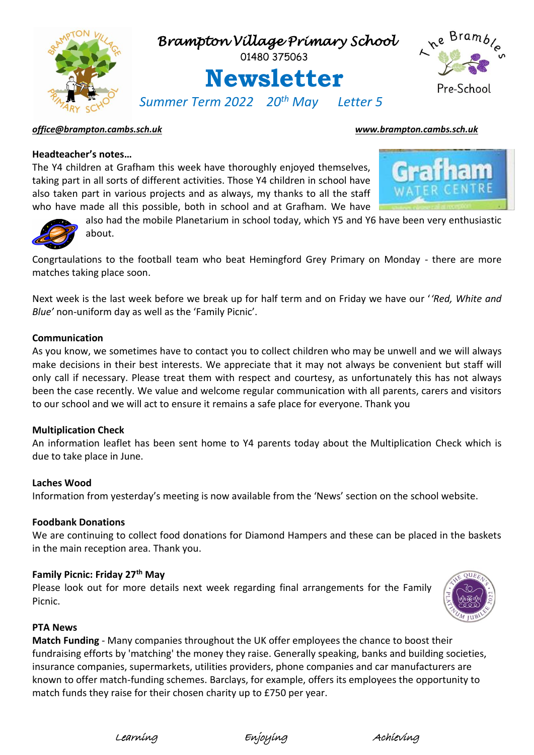# Brampton Village Primary School

01480 375063

# Newsletter

*Summer Term 2022   20th May   Letter 5*

The Brambles Pre-School

[*office@brampton.cambs.sch.uk*](mailto:office@brampton.cambs.sch.uk)   [*www.brampton.cambs.sch.uk*](http://www.brampton.cambs.sch.uk)

**Headteacher's notes…**

The Y4 children at Grafham this week have thoroughly enjoyed themselves, taking part in all sorts of different activities. Those Y4 children in school have also taken part in various projects and as always, my thanks to all the staff who have made all this possible, both in school and at Grafham. We have also had the mobile Planetarium in school today, which Y5 and Y6 have been very enthusiastic about.

Congrtaulations to the football team who beat Hemingford Grey Primary on Monday - there are more matches taking place soon.

Next week is the last week before we break up for half term and on Friday we have our '*'Red, White and Blue'* non-uniform day as well as the 'Family Picnic'.

**Communication**

As you know, we sometimes have to contact you to collect children who may be unwell and we will always make decisions in their best interests. We appreciate that it may not always be convenient but staff will only call if necessary. Please treat them with respect and courtesy, as unfortunately this has not always been the case recently. We value and welcome regular communication with all parents, carers and visitors to our school and we will act to ensure it remains a safe place for everyone. Thank you

**Multiplication Check**

An information leaflet has been sent home to Y4 parents today about the Multiplication Check which is due to take place in June.

**Laches Wood**

Information from yesterday's meeting is now available from the 'News' section on the school website.

**Foodbank Donations**

We are continuing to collect food donations for Diamond Hampers and these can be placed in the baskets in the main reception area. Thank you.

**Family Picnic: Friday 27th May**

Please look out for more details next week regarding final arrangements for the Family Picnic.

**PTA News**

**Match Funding** - Many companies throughout the UK offer employees the chance to boost their fundraising efforts by 'matching' the money they raise. Generally speaking, banks and building societies, insurance companies, supermarkets, utilities providers, phone companies and car manufacturers are known to offer match-funding schemes. Barclays, for example, offers its employees the opportunity to match funds they raise for their chosen charity up to £750 per year.

*Learning   Enjoying   Achieving*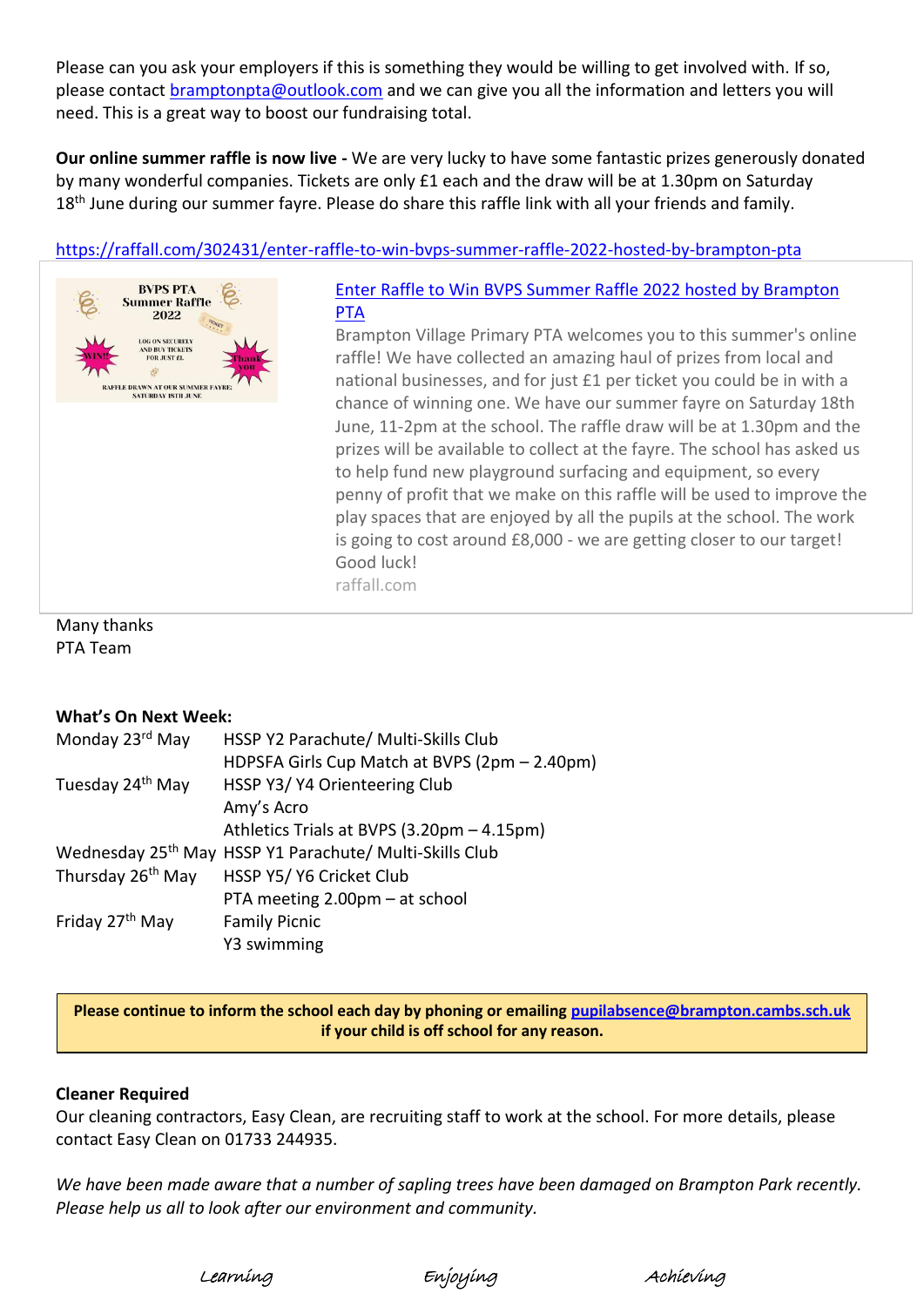Please can you ask your employers if this is something they would be willing to get involved with. If so, please contact [bramptonpta@outlook.com](mailto:bramptonpta@outlook.com) and we can give you all the information and letters you will need. This is a great way to boost our fundraising total.

**Our online summer raffle is now live -** We are very lucky to have some fantastic prizes generously donated by many wonderful companies. Tickets are only £1 each and the draw will be at 1.30pm on Saturday 18th June during our summer fayre. Please do share this raffle link with all your friends and family.

https://raffall.com/302431/enter-raffle-to-win-bvps-summer-raffle-2022-hosted-by-brampton-pta

[Enter Raffle to Win BVPS Summer Raffle 2022 hosted by Brampton PTA](https://raffall.com/302431/enter-raffle-to-win-bvps-summer-raffle-2022-hosted-by-brampton-pta)

Brampton Village Primary PTA welcomes you to this summer's online raffle! We have collected an amazing haul of prizes from local and national businesses, and for just £1 per ticket you could be in with a chance of winning one. We have our summer fayre on Saturday 18th June, 11-2pm at the school. The raffle draw will be at 1.30pm and the prizes will be available to collect at the fayre. The school has asked us to help fund new playground surfacing and equipment, so every penny of profit that we make on this raffle will be used to improve the play spaces that are enjoyed by all the pupils at the school. The work is going to cost around £8,000 - we are getting closer to our target! Good luck!

raffall.com

Many thanks
PTA Team

**What's On Next Week:**

| | |
|---|---|
| Monday 23rd May | HSSP Y2 Parachute/ Multi-Skills Club |
| | HDPSFA Girls Cup Match at BVPS (2pm – 2.40pm) |
| Tuesday 24th May | HSSP Y3/ Y4 Orienteering Club |
| | Amy's Acro |
| | Athletics Trials at BVPS (3.20pm – 4.15pm) |
| Wednesday 25th May | HSSP Y1 Parachute/ Multi-Skills Club |
| Thursday 26th May | HSSP Y5/ Y6 Cricket Club |
| | PTA meeting 2.00pm – at school |
| Friday 27th May | Family Picnic |
| | Y3 swimming |

**Please continue to inform the school each day by phoning or emailing [pupilabsence@brampton.cambs.sch.uk](mailto:pupilabsence@brampton.cambs.sch.uk) if your child is off school for any reason.**

**Cleaner Required**

Our cleaning contractors, Easy Clean, are recruiting staff to work at the school. For more details, please contact Easy Clean on 01733 244935.

*We have been made aware that a number of sapling trees have been damaged on Brampton Park recently. Please help us all to look after our environment and community.*

Learning Enjoying Achieving